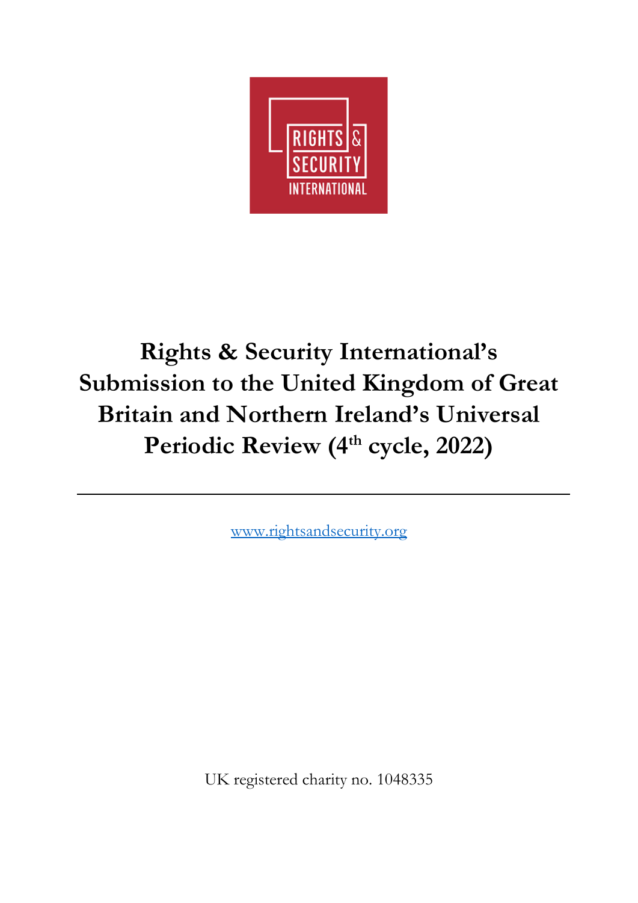# Rights & Security International's Submission to the United Kingdom of Great Britain and Northern Ireland's Universal Periodic Review (4th cycle, 2022)

---

[www.rightsandsecurity.org](http://www.rightsandsecurity.org)

UK registered charity no. 1048335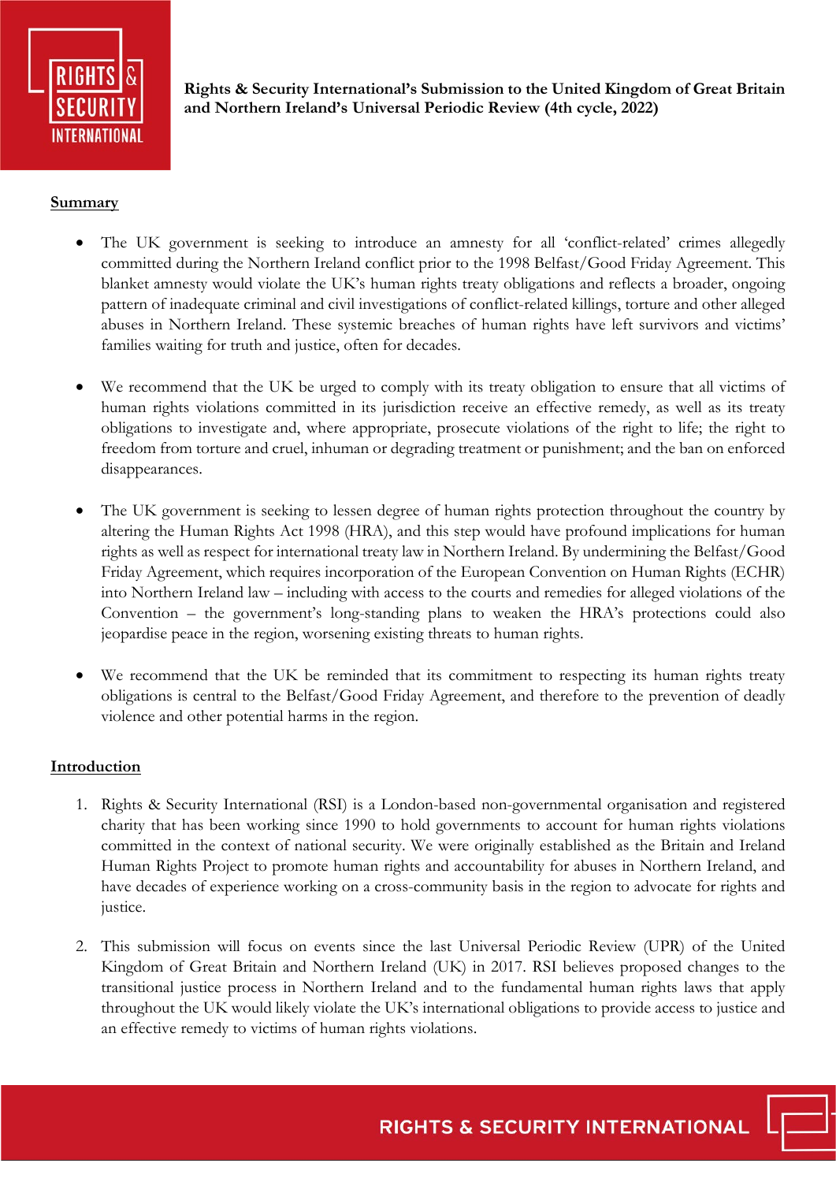**Rights & Security International's Submission to the United Kingdom of Great Britain and Northern Ireland's Universal Periodic Review (4th cycle, 2022)**

## Summary

- The UK government is seeking to introduce an amnesty for all 'conflict-related' crimes allegedly committed during the Northern Ireland conflict prior to the 1998 Belfast/Good Friday Agreement. This blanket amnesty would violate the UK's human rights treaty obligations and reflects a broader, ongoing pattern of inadequate criminal and civil investigations of conflict-related killings, torture and other alleged abuses in Northern Ireland. These systemic breaches of human rights have left survivors and victims' families waiting for truth and justice, often for decades.

- We recommend that the UK be urged to comply with its treaty obligation to ensure that all victims of human rights violations committed in its jurisdiction receive an effective remedy, as well as its treaty obligations to investigate and, where appropriate, prosecute violations of the right to life; the right to freedom from torture and cruel, inhuman or degrading treatment or punishment; and the ban on enforced disappearances.

- The UK government is seeking to lessen degree of human rights protection throughout the country by altering the Human Rights Act 1998 (HRA), and this step would have profound implications for human rights as well as respect for international treaty law in Northern Ireland. By undermining the Belfast/Good Friday Agreement, which requires incorporation of the European Convention on Human Rights (ECHR) into Northern Ireland law – including with access to the courts and remedies for alleged violations of the Convention – the government's long-standing plans to weaken the HRA's protections could also jeopardise peace in the region, worsening existing threats to human rights.

- We recommend that the UK be reminded that its commitment to respecting its human rights treaty obligations is central to the Belfast/Good Friday Agreement, and therefore to the prevention of deadly violence and other potential harms in the region.

## Introduction

1. Rights & Security International (RSI) is a London-based non-governmental organisation and registered charity that has been working since 1990 to hold governments to account for human rights violations committed in the context of national security. We were originally established as the Britain and Ireland Human Rights Project to promote human rights and accountability for abuses in Northern Ireland, and have decades of experience working on a cross-community basis in the region to advocate for rights and justice.

2. This submission will focus on events since the last Universal Periodic Review (UPR) of the United Kingdom of Great Britain and Northern Ireland (UK) in 2017. RSI believes proposed changes to the transitional justice process in Northern Ireland and to the fundamental human rights laws that apply throughout the UK would likely violate the UK's international obligations to provide access to justice and an effective remedy to victims of human rights violations.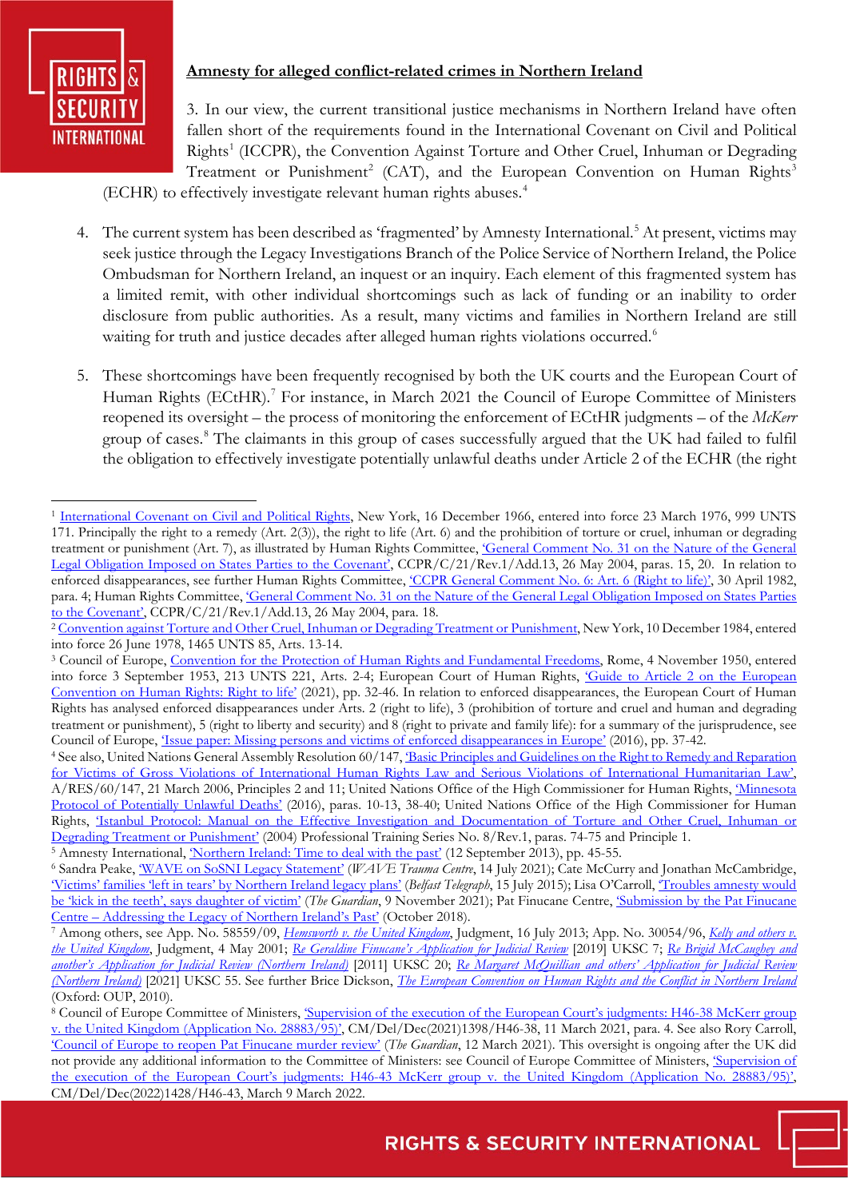## Amnesty for alleged conflict-related crimes in Northern Ireland

3. In our view, the current transitional justice mechanisms in Northern Ireland have often fallen short of the requirements found in the International Covenant on Civil and Political Rights[1] (ICCPR), the Convention Against Torture and Other Cruel, Inhuman or Degrading Treatment or Punishment[2] (CAT), and the European Convention on Human Rights[3] (ECHR) to effectively investigate relevant human rights abuses.[4]

4. The current system has been described as 'fragmented' by Amnesty International.[5] At present, victims may seek justice through the Legacy Investigations Branch of the Police Service of Northern Ireland, the Police Ombudsman for Northern Ireland, an inquest or an inquiry. Each element of this fragmented system has a limited remit, with other individual shortcomings such as lack of funding or an inability to order disclosure from public authorities. As a result, many victims and families in Northern Ireland are still waiting for truth and justice decades after alleged human rights violations occurred.[6]

5. These shortcomings have been frequently recognised by both the UK courts and the European Court of Human Rights (ECtHR).[7] For instance, in March 2021 the Council of Europe Committee of Ministers reopened its oversight – the process of monitoring the enforcement of ECtHR judgments – of the *McKerr* group of cases.[8] The claimants in this group of cases successfully argued that the UK had failed to fulfil the obligation to effectively investigate potentially unlawful deaths under Article 2 of the ECHR (the right

---

[1] International Covenant on Civil and Political Rights, New York, 16 December 1966, entered into force 23 March 1976, 999 UNTS 171. Principally the right to a remedy (Art. 2(3)), the right to life (Art. 6) and the prohibition of torture or cruel, inhuman or degrading treatment or punishment (Art. 7), as illustrated by Human Rights Committee, 'General Comment No. 31 on the Nature of the General Legal Obligation Imposed on States Parties to the Covenant', CCPR/C/21/Rev.1/Add.13, 26 May 2004, paras. 15, 20. In relation to enforced disappearances, see further Human Rights Committee, 'CCPR General Comment No. 6: Art. 6 (Right to life)', 30 April 1982, para. 4; Human Rights Committee, 'General Comment No. 31 on the Nature of the General Legal Obligation Imposed on States Parties to the Covenant', CCPR/C/21/Rev.1/Add.13, 26 May 2004, para. 18.

[2] Convention against Torture and Other Cruel, Inhuman or Degrading Treatment or Punishment, New York, 10 December 1984, entered into force 26 June 1978, 1465 UNTS 85, Arts. 13-14.

[3] Council of Europe, Convention for the Protection of Human Rights and Fundamental Freedoms, Rome, 4 November 1950, entered into force 3 September 1953, 213 UNTS 221, Arts. 2-4; European Court of Human Rights, 'Guide to Article 2 on the European Convention on Human Rights: Right to life' (2021), pp. 32-46. In relation to enforced disappearances, the European Court of Human Rights has analysed enforced disappearances under Arts. 2 (right to life), 3 (prohibition of torture and cruel and human and degrading treatment or punishment), 5 (right to liberty and security) and 8 (right to private and family life): for a summary of the jurisprudence, see Council of Europe, 'Issue paper: Missing persons and victims of enforced disappearances in Europe' (2016), pp. 37-42.

[4] See also, United Nations General Assembly Resolution 60/147, 'Basic Principles and Guidelines on the Right to Remedy and Reparation for Victims of Gross Violations of International Human Rights Law and Serious Violations of International Humanitarian Law', A/RES/60/147, 21 March 2006, Principles 2 and 11; United Nations Office of the High Commissioner for Human Rights, 'Minnesota Protocol of Potentially Unlawful Deaths' (2016), paras. 10-13, 38-40; United Nations Office of the High Commissioner for Human Rights, 'Istanbul Protocol: Manual on the Effective Investigation and Documentation of Torture and Other Cruel, Inhuman or Degrading Treatment or Punishment' (2004) Professional Training Series No. 8/Rev.1, paras. 74-75 and Principle 1.

[5] Amnesty International, 'Northern Ireland: Time to deal with the past' (12 September 2013), pp. 45-55.

[6] Sandra Peake, 'WAVE on SoSNI Legacy Statement' (*WAVE Trauma Centre*, 14 July 2021); Cate McCurry and Jonathan McCambridge, 'Victims' families 'left in tears' by Northern Ireland legacy plans' (*Belfast Telegraph*, 15 July 2015); Lisa O'Carroll, 'Troubles amnesty would be 'kick in the teeth', says daughter of victim' (*The Guardian*, 9 November 2021); Pat Finucane Centre, 'Submission by the Pat Finucane Centre – Addressing the Legacy of Northern Ireland's Past' (October 2018).

[7] Among others, see App. No. 58559/09, *Hemsworth v. the United Kingdom*, Judgment, 16 July 2013; App. No. 30054/96, *Kelly and others v. the United Kingdom*, Judgment, 4 May 2001; *Re Geraldine Finucane's Application for Judicial Review* [2019] UKSC 7; *Re Brigid McCaughey and another's Application for Judicial Review (Northern Ireland)* [2011] UKSC 20; *Re Margaret McQuillian and others' Application for Judicial Review (Northern Ireland)* [2021] UKSC 55. See further Brice Dickson, *The European Convention on Human Rights and the Conflict in Northern Ireland* (Oxford: OUP, 2010).

[8] Council of Europe Committee of Ministers, 'Supervision of the execution of the European Court's judgments: H46-38 McKerr group v. the United Kingdom (Application No. 28883/95)', CM/Del/Dec(2021)1398/H46-38, 11 March 2021, para. 4. See also Rory Carroll, 'Council of Europe to reopen Pat Finucane murder review' (*The Guardian*, 12 March 2021). This oversight is ongoing after the UK did not provide any additional information to the Committee of Ministers: see Council of Europe Committee of Ministers, 'Supervision of the execution of the European Court's judgments: H46-43 McKerr group v. the United Kingdom (Application No. 28883/95)', CM/Del/Dec(2022)1428/H46-43, March 9 March 2022.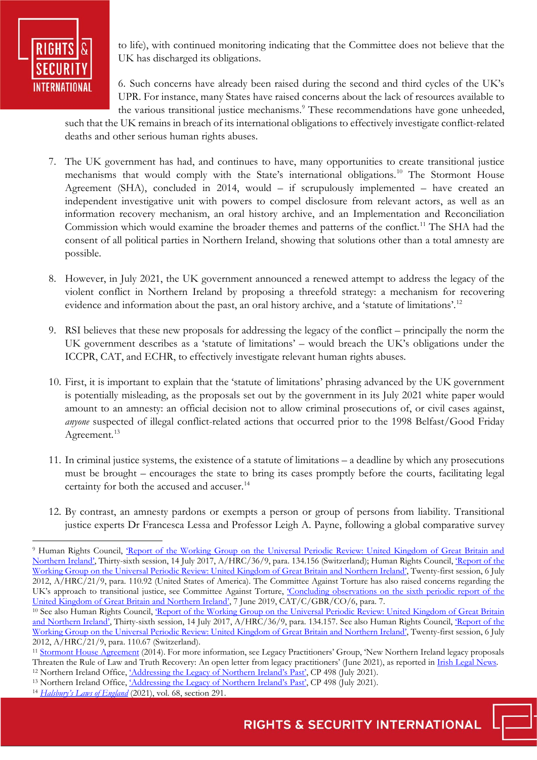to life), with continued monitoring indicating that the Committee does not believe that the UK has discharged its obligations.

6. Such concerns have already been raised during the second and third cycles of the UK's UPR. For instance, many States have raised concerns about the lack of resources available to the various transitional justice mechanisms.[9] These recommendations have gone unheeded, such that the UK remains in breach of its international obligations to effectively investigate conflict-related deaths and other serious human rights abuses.

7. The UK government has had, and continues to have, many opportunities to create transitional justice mechanisms that would comply with the State's international obligations.[10] The Stormont House Agreement (SHA), concluded in 2014, would – if scrupulously implemented – have created an independent investigative unit with powers to compel disclosure from relevant actors, as well as an information recovery mechanism, an oral history archive, and an Implementation and Reconciliation Commission which would examine the broader themes and patterns of the conflict.[11] The SHA had the consent of all political parties in Northern Ireland, showing that solutions other than a total amnesty are possible.

8. However, in July 2021, the UK government announced a renewed attempt to address the legacy of the violent conflict in Northern Ireland by proposing a threefold strategy: a mechanism for recovering evidence and information about the past, an oral history archive, and a 'statute of limitations'.[12]

9. RSI believes that these new proposals for addressing the legacy of the conflict – principally the norm the UK government describes as a 'statute of limitations' – would breach the UK's obligations under the ICCPR, CAT, and ECHR, to effectively investigate relevant human rights abuses.

10. First, it is important to explain that the 'statute of limitations' phrasing advanced by the UK government is potentially misleading, as the proposals set out by the government in its July 2021 white paper would amount to an amnesty: an official decision not to allow criminal prosecutions of, or civil cases against, *anyone* suspected of illegal conflict-related actions that occurred prior to the 1998 Belfast/Good Friday Agreement.[13]

11. In criminal justice systems, the existence of a statute of limitations – a deadline by which any prosecutions must be brought – encourages the state to bring its cases promptly before the courts, facilitating legal certainty for both the accused and accuser.[14]

12. By contrast, an amnesty pardons or exempts a person or group of persons from liability. Transitional justice experts Dr Francesca Lessa and Professor Leigh A. Payne, following a global comparative survey

---

[9] Human Rights Council, 'Report of the Working Group on the Universal Periodic Review: United Kingdom of Great Britain and Northern Ireland', Thirty-sixth session, 14 July 2017, A/HRC/36/9, para. 134.156 (Switzerland); Human Rights Council, 'Report of the Working Group on the Universal Periodic Review: United Kingdom of Great Britain and Northern Ireland', Twenty-first session, 6 July 2012, A/HRC/21/9, para. 110.92 (United States of America). The Committee Against Torture has also raised concerns regarding the UK's approach to transitional justice, see Committee Against Torture, 'Concluding observations on the sixth periodic report of the United Kingdom of Great Britain and Northern Ireland', 7 June 2019, CAT/C/GBR/CO/6, para. 7.

[10] See also Human Rights Council, 'Report of the Working Group on the Universal Periodic Review: United Kingdom of Great Britain and Northern Ireland', Thirty-sixth session, 14 July 2017, A/HRC/36/9, para. 134.157. See also Human Rights Council, 'Report of the Working Group on the Universal Periodic Review: United Kingdom of Great Britain and Northern Ireland', Twenty-first session, 6 July 2012, A/HRC/21/9, para. 110.67 (Switzerland).

[11] Stormont House Agreement (2014). For more information, see Legacy Practitioners' Group, 'New Northern Ireland legacy proposals Threaten the Rule of Law and Truth Recovery: An open letter from legacy practitioners' (June 2021), as reported in Irish Legal News.

[12] Northern Ireland Office, 'Addressing the Legacy of Northern Ireland's Past', CP 498 (July 2021).

[13] Northern Ireland Office, 'Addressing the Legacy of Northern Ireland's Past', CP 498 (July 2021).

[14] *Halsbury's Laws of England* (2021), vol. 68, section 291.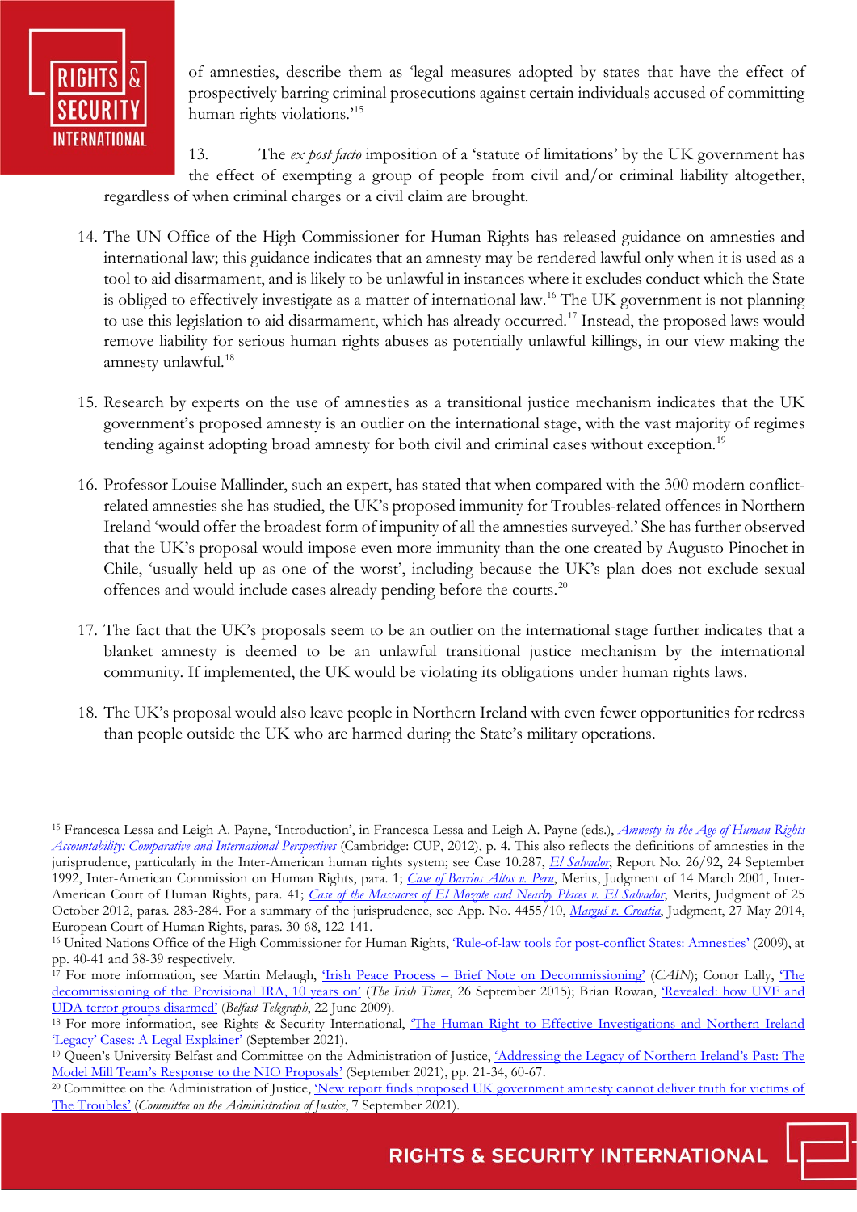of amnesties, describe them as 'legal measures adopted by states that have the effect of prospectively barring criminal prosecutions against certain individuals accused of committing human rights violations.'[15]

13. The *ex post facto* imposition of a 'statute of limitations' by the UK government has the effect of exempting a group of people from civil and/or criminal liability altogether, regardless of when criminal charges or a civil claim are brought.

14. The UN Office of the High Commissioner for Human Rights has released guidance on amnesties and international law; this guidance indicates that an amnesty may be rendered lawful only when it is used as a tool to aid disarmament, and is likely to be unlawful in instances where it excludes conduct which the State is obliged to effectively investigate as a matter of international law.[16] The UK government is not planning to use this legislation to aid disarmament, which has already occurred.[17] Instead, the proposed laws would remove liability for serious human rights abuses as potentially unlawful killings, in our view making the amnesty unlawful.[18]

15. Research by experts on the use of amnesties as a transitional justice mechanism indicates that the UK government's proposed amnesty is an outlier on the international stage, with the vast majority of regimes tending against adopting broad amnesty for both civil and criminal cases without exception.[19]

16. Professor Louise Mallinder, such an expert, has stated that when compared with the 300 modern conflict-related amnesties she has studied, the UK's proposed immunity for Troubles-related offences in Northern Ireland 'would offer the broadest form of impunity of all the amnesties surveyed.' She has further observed that the UK's proposal would impose even more immunity than the one created by Augusto Pinochet in Chile, 'usually held up as one of the worst', including because the UK's plan does not exclude sexual offences and would include cases already pending before the courts.[20]

17. The fact that the UK's proposals seem to be an outlier on the international stage further indicates that a blanket amnesty is deemed to be an unlawful transitional justice mechanism by the international community. If implemented, the UK would be violating its obligations under human rights laws.

18. The UK's proposal would also leave people in Northern Ireland with even fewer opportunities for redress than people outside the UK who are harmed during the State's military operations.

---

[15] Francesca Lessa and Leigh A. Payne, 'Introduction', in Francesca Lessa and Leigh A. Payne (eds.), *Amnesty in the Age of Human Rights Accountability: Comparative and International Perspectives* (Cambridge: CUP, 2012), p. 4. This also reflects the definitions of amnesties in the jurisprudence, particularly in the Inter-American human rights system; see Case 10.287, *El Salvador*, Report No. 26/92, 24 September 1992, Inter-American Commission on Human Rights, para. 1; *Case of Barrios Altos v. Peru*, Merits, Judgment of 14 March 2001, Inter-American Court of Human Rights, para. 41; *Case of the Massacres of El Mozote and Nearby Places v. El Salvador*, Merits, Judgment of 25 October 2012, paras. 283-284. For a summary of the jurisprudence, see App. No. 4455/10, *Marguš v. Croatia*, Judgment, 27 May 2014, European Court of Human Rights, paras. 30-68, 122-141.

[16] United Nations Office of the High Commissioner for Human Rights, 'Rule-of-law tools for post-conflict States: Amnesties' (2009), at pp. 40-41 and 38-39 respectively.

[17] For more information, see Martin Melaugh, 'Irish Peace Process – Brief Note on Decommissioning' (*CAIN*); Conor Lally, 'The decommissioning of the Provisional IRA, 10 years on' (*The Irish Times*, 26 September 2015); Brian Rowan, 'Revealed: how UVF and UDA terror groups disarmed' (*Belfast Telegraph*, 22 June 2009).

[18] For more information, see Rights & Security International, 'The Human Right to Effective Investigations and Northern Ireland 'Legacy' Cases: A Legal Explainer' (September 2021).

[19] Queen's University Belfast and Committee on the Administration of Justice, 'Addressing the Legacy of Northern Ireland's Past: The Model Mill Team's Response to the NIO Proposals' (September 2021), pp. 21-34, 60-67.

[20] Committee on the Administration of Justice, 'New report finds proposed UK government amnesty cannot deliver truth for victims of The Troubles' (*Committee on the Administration of Justice*, 7 September 2021).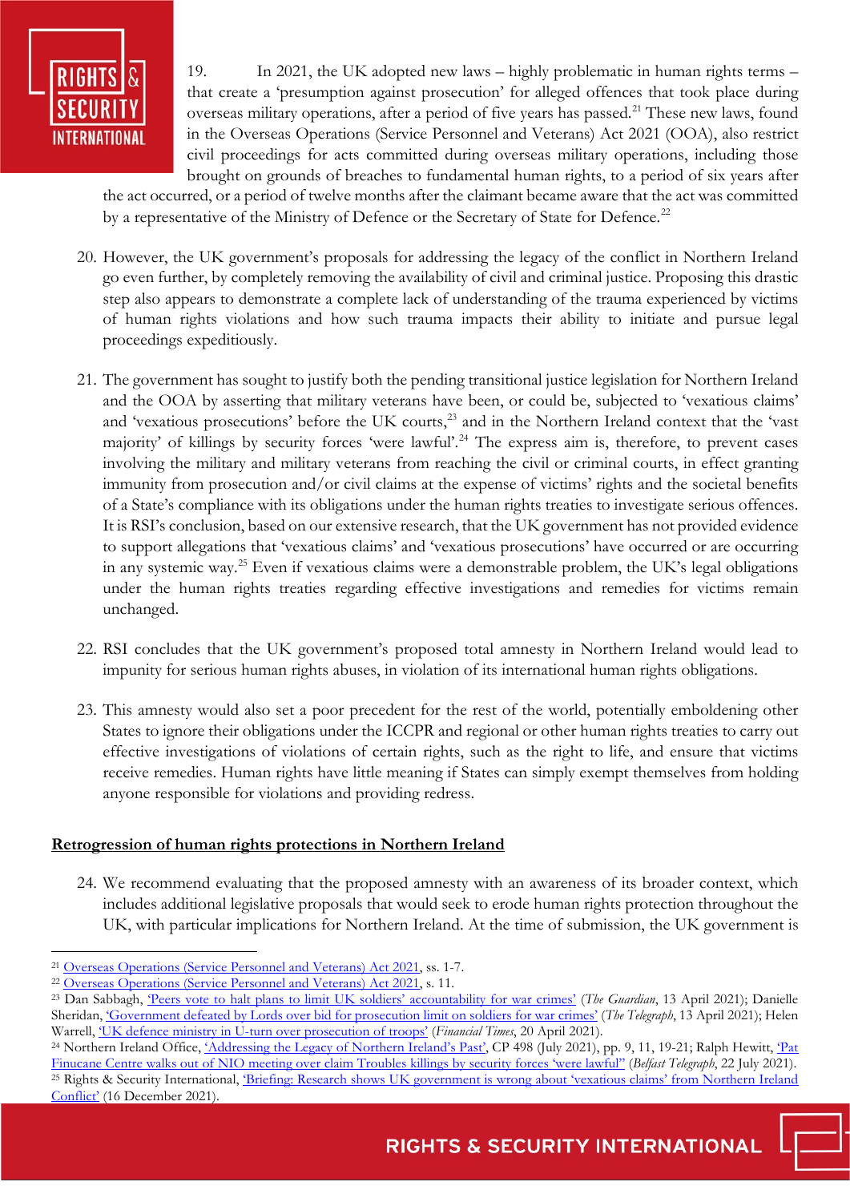19. In 2021, the UK adopted new laws – highly problematic in human rights terms – that create a 'presumption against prosecution' for alleged offences that took place during overseas military operations, after a period of five years has passed.[21] These new laws, found in the Overseas Operations (Service Personnel and Veterans) Act 2021 (OOA), also restrict civil proceedings for acts committed during overseas military operations, including those brought on grounds of breaches to fundamental human rights, to a period of six years after the act occurred, or a period of twelve months after the claimant became aware that the act was committed by a representative of the Ministry of Defence or the Secretary of State for Defence.[22]

20. However, the UK government's proposals for addressing the legacy of the conflict in Northern Ireland go even further, by completely removing the availability of civil and criminal justice. Proposing this drastic step also appears to demonstrate a complete lack of understanding of the trauma experienced by victims of human rights violations and how such trauma impacts their ability to initiate and pursue legal proceedings expeditiously.

21. The government has sought to justify both the pending transitional justice legislation for Northern Ireland and the OOA by asserting that military veterans have been, or could be, subjected to 'vexatious claims' and 'vexatious prosecutions' before the UK courts,[23] and in the Northern Ireland context that the 'vast majority' of killings by security forces 'were lawful'.[24] The express aim is, therefore, to prevent cases involving the military and military veterans from reaching the civil or criminal courts, in effect granting immunity from prosecution and/or civil claims at the expense of victims' rights and the societal benefits of a State's compliance with its obligations under the human rights treaties to investigate serious offences. It is RSI's conclusion, based on our extensive research, that the UK government has not provided evidence to support allegations that 'vexatious claims' and 'vexatious prosecutions' have occurred or are occurring in any systemic way.[25] Even if vexatious claims were a demonstrable problem, the UK's legal obligations under the human rights treaties regarding effective investigations and remedies for victims remain unchanged.

22. RSI concludes that the UK government's proposed total amnesty in Northern Ireland would lead to impunity for serious human rights abuses, in violation of its international human rights obligations.

23. This amnesty would also set a poor precedent for the rest of the world, potentially emboldening other States to ignore their obligations under the ICCPR and regional or other human rights treaties to carry out effective investigations of violations of certain rights, such as the right to life, and ensure that victims receive remedies. Human rights have little meaning if States can simply exempt themselves from holding anyone responsible for violations and providing redress.

## Retrogression of human rights protections in Northern Ireland

24. We recommend evaluating that the proposed amnesty with an awareness of its broader context, which includes additional legislative proposals that would seek to erode human rights protection throughout the UK, with particular implications for Northern Ireland. At the time of submission, the UK government is

---

[21] Overseas Operations (Service Personnel and Veterans) Act 2021, ss. 1-7.

[22] Overseas Operations (Service Personnel and Veterans) Act 2021, s. 11.

[23] Dan Sabbagh, 'Peers vote to halt plans to limit UK soldiers' accountability for war crimes' (*The Guardian*, 13 April 2021); Danielle Sheridan, 'Government defeated by Lords over bid for prosecution limit on soldiers for war crimes' (*The Telegraph*, 13 April 2021); Helen Warrell, 'UK defence ministry in U-turn over prosecution of troops' (*Financial Times*, 20 April 2021).

[24] Northern Ireland Office, 'Addressing the Legacy of Northern Ireland's Past', CP 498 (July 2021), pp. 9, 11, 19-21; Ralph Hewitt, 'Pat Finucane Centre walks out of NIO meeting over claim Troubles killings by security forces 'were lawful'' (*Belfast Telegraph*, 22 July 2021).

[25] Rights & Security International, 'Briefing: Research shows UK government is wrong about 'vexatious claims' from Northern Ireland Conflict' (16 December 2021).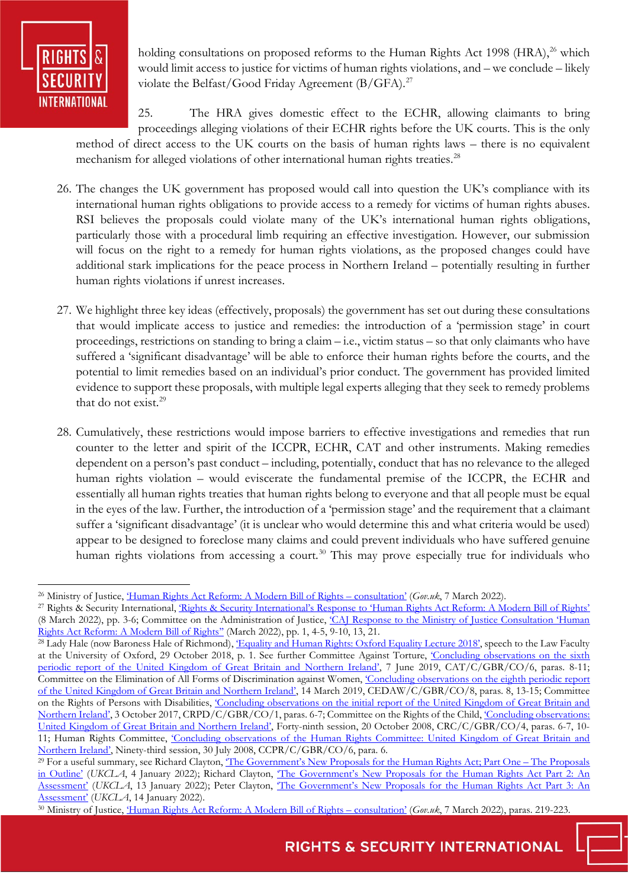holding consultations on proposed reforms to the Human Rights Act 1998 (HRA),[26] which would limit access to justice for victims of human rights violations, and – we conclude – likely violate the Belfast/Good Friday Agreement (B/GFA).[27]

25. The HRA gives domestic effect to the ECHR, allowing claimants to bring proceedings alleging violations of their ECHR rights before the UK courts. This is the only method of direct access to the UK courts on the basis of human rights laws – there is no equivalent mechanism for alleged violations of other international human rights treaties.[28]

26. The changes the UK government has proposed would call into question the UK's compliance with its international human rights obligations to provide access to a remedy for victims of human rights abuses. RSI believes the proposals could violate many of the UK's international human rights obligations, particularly those with a procedural limb requiring an effective investigation. However, our submission will focus on the right to a remedy for human rights violations, as the proposed changes could have additional stark implications for the peace process in Northern Ireland – potentially resulting in further human rights violations if unrest increases.

27. We highlight three key ideas (effectively, proposals) the government has set out during these consultations that would implicate access to justice and remedies: the introduction of a 'permission stage' in court proceedings, restrictions on standing to bring a claim – i.e., victim status – so that only claimants who have suffered a 'significant disadvantage' will be able to enforce their human rights before the courts, and the potential to limit remedies based on an individual's prior conduct. The government has provided limited evidence to support these proposals, with multiple legal experts alleging that they seek to remedy problems that do not exist.[29]

28. Cumulatively, these restrictions would impose barriers to effective investigations and remedies that run counter to the letter and spirit of the ICCPR, ECHR, CAT and other instruments. Making remedies dependent on a person's past conduct – including, potentially, conduct that has no relevance to the alleged human rights violation – would eviscerate the fundamental premise of the ICCPR, the ECHR and essentially all human rights treaties that human rights belong to everyone and that all people must be equal in the eyes of the law. Further, the introduction of a 'permission stage' and the requirement that a claimant suffer a 'significant disadvantage' (it is unclear who would determine this and what criteria would be used) appear to be designed to foreclose many claims and could prevent individuals who have suffered genuine human rights violations from accessing a court.[30] This may prove especially true for individuals who

---

[26] Ministry of Justice, 'Human Rights Act Reform: A Modern Bill of Rights – consultation' (*Gov.uk*, 7 March 2022).

[27] Rights & Security International, 'Rights & Security International's Response to 'Human Rights Act Reform: A Modern Bill of Rights' (8 March 2022), pp. 3-6; Committee on the Administration of Justice, 'CAJ Response to the Ministry of Justice Consultation 'Human Rights Act Reform: A Modern Bill of Rights'' (March 2022), pp. 1, 4-5, 9-10, 13, 21.

[28] Lady Hale (now Baroness Hale of Richmond), 'Equality and Human Rights: Oxford Equality Lecture 2018', speech to the Law Faculty at the University of Oxford, 29 October 2018, p. 1. See further Committee Against Torture, 'Concluding observations on the sixth periodic report of the United Kingdom of Great Britain and Northern Ireland', 7 June 2019, CAT/C/GBR/CO/6, paras. 8-11; Committee on the Elimination of All Forms of Discrimination against Women, 'Concluding observations on the eighth periodic report of the United Kingdom of Great Britain and Northern Ireland', 14 March 2019, CEDAW/C/GBR/CO/8, paras. 8, 13-15; Committee on the Rights of Persons with Disabilities, 'Concluding observations on the initial report of the United Kingdom of Great Britain and Northern Ireland', 3 October 2017, CRPD/C/GBR/CO/1, paras. 6-7; Committee on the Rights of the Child, 'Concluding observations: United Kingdom of Great Britain and Northern Ireland', Forty-ninth session, 20 October 2008, CRC/C/GBR/CO/4, paras. 6-7, 10-11; Human Rights Committee, 'Concluding observations of the Human Rights Committee: United Kingdom of Great Britain and Northern Ireland', Ninety-third session, 30 July 2008, CCPR/C/GBR/CO/6, para. 6.

[29] For a useful summary, see Richard Clayton, 'The Government's New Proposals for the Human Rights Act; Part One – The Proposals in Outline' (*UKCLA*, 4 January 2022); Richard Clayton, 'The Government's New Proposals for the Human Rights Act Part 2: An Assessment' (*UKCLA*, 13 January 2022); Peter Clayton, 'The Government's New Proposals for the Human Rights Act Part 3: An Assessment' (*UKCLA*, 14 January 2022).

[30] Ministry of Justice, 'Human Rights Act Reform: A Modern Bill of Rights – consultation' (*Gov.uk*, 7 March 2022), paras. 219-223.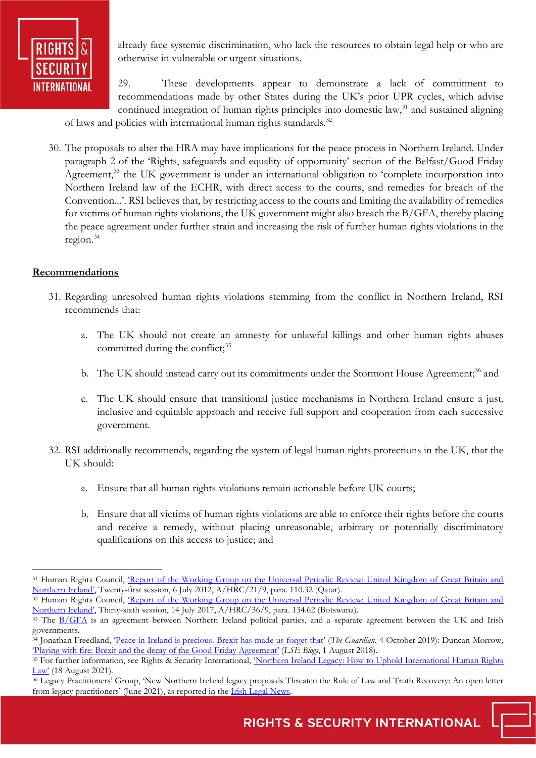already face systemic discrimination, who lack the resources to obtain legal help or who are otherwise in vulnerable or urgent situations.

29. These developments appear to demonstrate a lack of commitment to recommendations made by other States during the UK's prior UPR cycles, which advise continued integration of human rights principles into domestic law,[31] and sustained aligning of laws and policies with international human rights standards.[32]

30. The proposals to alter the HRA may have implications for the peace process in Northern Ireland. Under paragraph 2 of the 'Rights, safeguards and equality of opportunity' section of the Belfast/Good Friday Agreement,[33] the UK government is under an international obligation to 'complete incorporation into Northern Ireland law of the ECHR, with direct access to the courts, and remedies for breach of the Convention...'. RSI believes that, by restricting access to the courts and limiting the availability of remedies for victims of human rights violations, the UK government might also breach the B/GFA, thereby placing the peace agreement under further strain and increasing the risk of further human rights violations in the region.[34]

## Recommendations

31. Regarding unresolved human rights violations stemming from the conflict in Northern Ireland, RSI recommends that:

    a. The UK should not create an amnesty for unlawful killings and other human rights abuses committed during the conflict;[35]

    b. The UK should instead carry out its commitments under the Stormont House Agreement;[36] and

    c. The UK should ensure that transitional justice mechanisms in Northern Ireland ensure a just, inclusive and equitable approach and receive full support and cooperation from each successive government.

32. RSI additionally recommends, regarding the system of legal human rights protections in the UK, that the UK should:

    a. Ensure that all human rights violations remain actionable before UK courts;

    b. Ensure that all victims of human rights violations are able to enforce their rights before the courts and receive a remedy, without placing unreasonable, arbitrary or potentially discriminatory qualifications on this access to justice; and

---

[31] Human Rights Council, 'Report of the Working Group on the Universal Periodic Review: United Kingdom of Great Britain and Northern Ireland', Twenty-first session, 6 July 2012, A/HRC/21/9, para. 110.32 (Qatar).

[32] Human Rights Council, 'Report of the Working Group on the Universal Periodic Review: United Kingdom of Great Britain and Northern Ireland', Thirty-sixth session, 14 July 2017, A/HRC/36/9, para. 134.62 (Botswana).

[33] The B/GFA is an agreement between Northern Ireland political parties, and a separate agreement between the UK and Irish governments.

[34] Jonathan Freedland, 'Peace in Ireland is precious. Brexit has made us forget that' (*The Guardian*, 4 October 2019): Duncan Morrow, 'Playing with fire: Brexit and the decay of the Good Friday Agreement' (*LSE Blogs*, 1 August 2018).

[35] For further information, see Rights & Security International, 'Northern Ireland Legacy: How to Uphold International Human Rights Law' (18 August 2021).

[36] Legacy Practitioners' Group, 'New Northern Ireland legacy proposals Threaten the Rule of Law and Truth Recovery: An open letter from legacy practitioners' (June 2021), as reported in the Irish Legal News.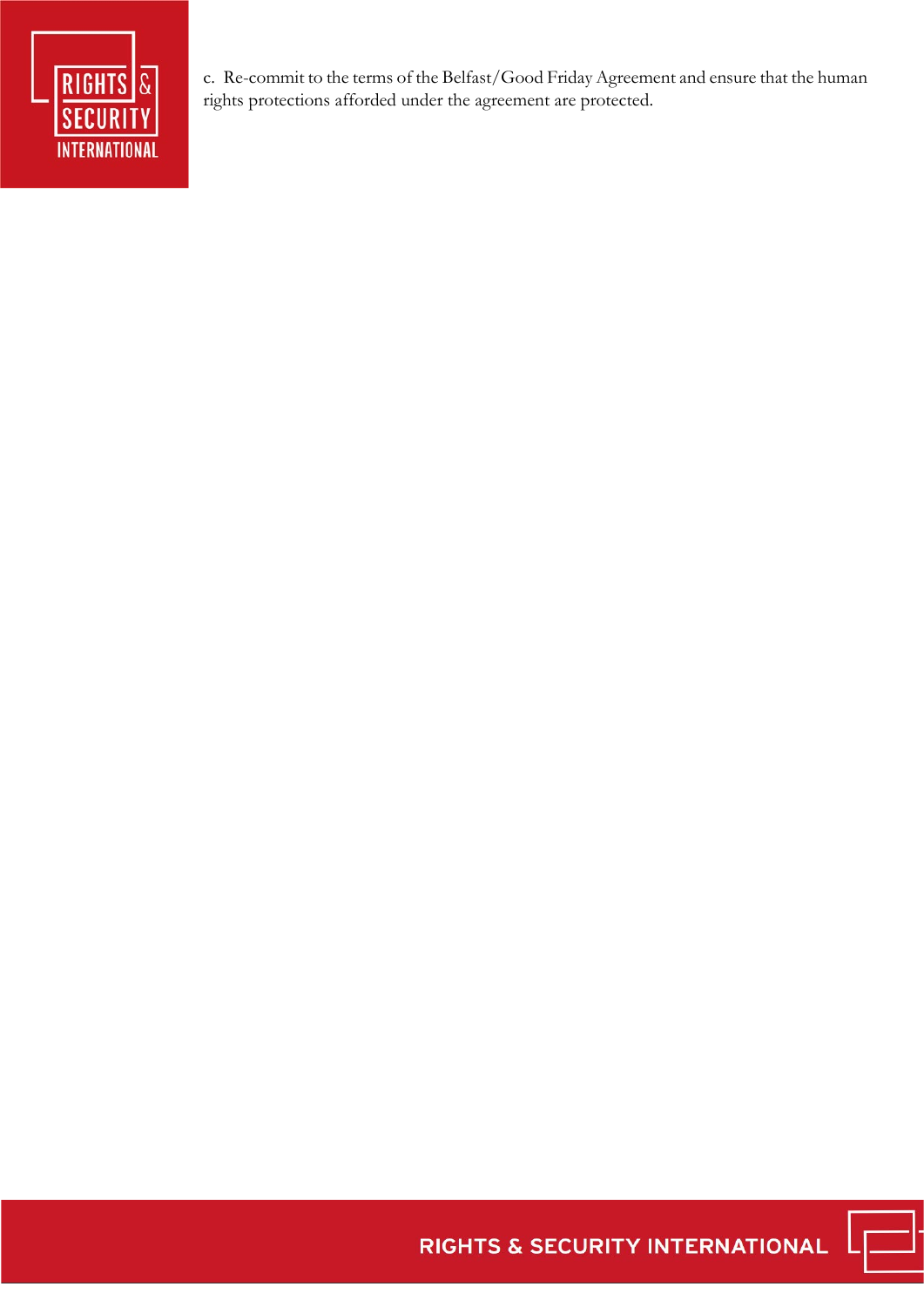c. Re-commit to the terms of the Belfast/Good Friday Agreement and ensure that the human rights protections afforded under the agreement are protected.